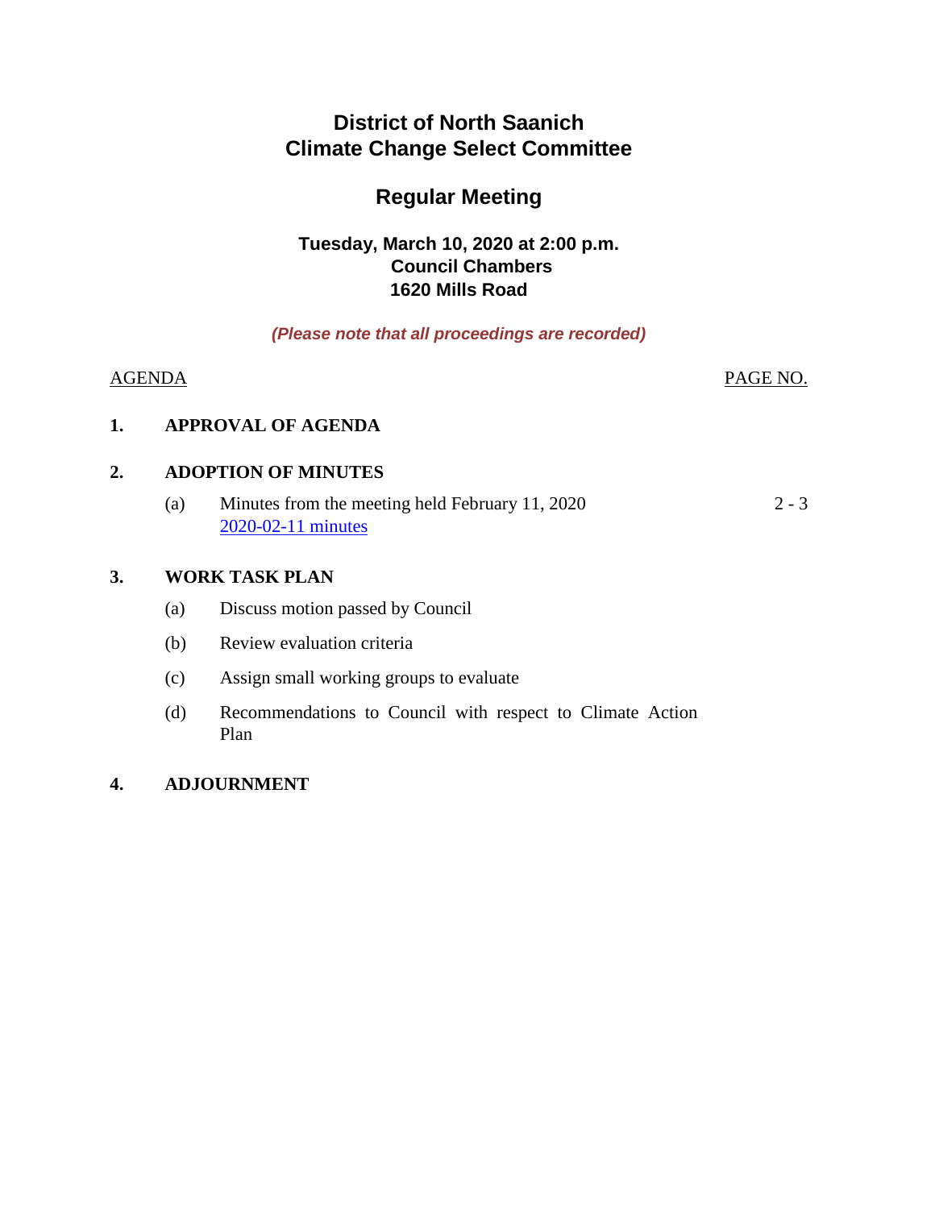# District of North Saanich
# Climate Change Select Committee

## Regular Meeting

**Tuesday, March 10, 2020 at 2:00 p.m.**
**Council Chambers**
**1620 Mills Road**

***(Please note that all proceedings are recorded)***

| AGENDA | | PAGE NO. |
|---|---|---|
| **1.** | **APPROVAL OF AGENDA** | |
| **2.** | **ADOPTION OF MINUTES** | |
| | (a) Minutes from the meeting held February 11, 2020 [2020-02-11 minutes] | 2 - 3 |
| **3.** | **WORK TASK PLAN** | |
| | (a) Discuss motion passed by Council | |
| | (b) Review evaluation criteria | |
| | (c) Assign small working groups to evaluate | |
| | (d) Recommendations to Council with respect to Climate Action Plan | |
| **4.** | **ADJOURNMENT** | |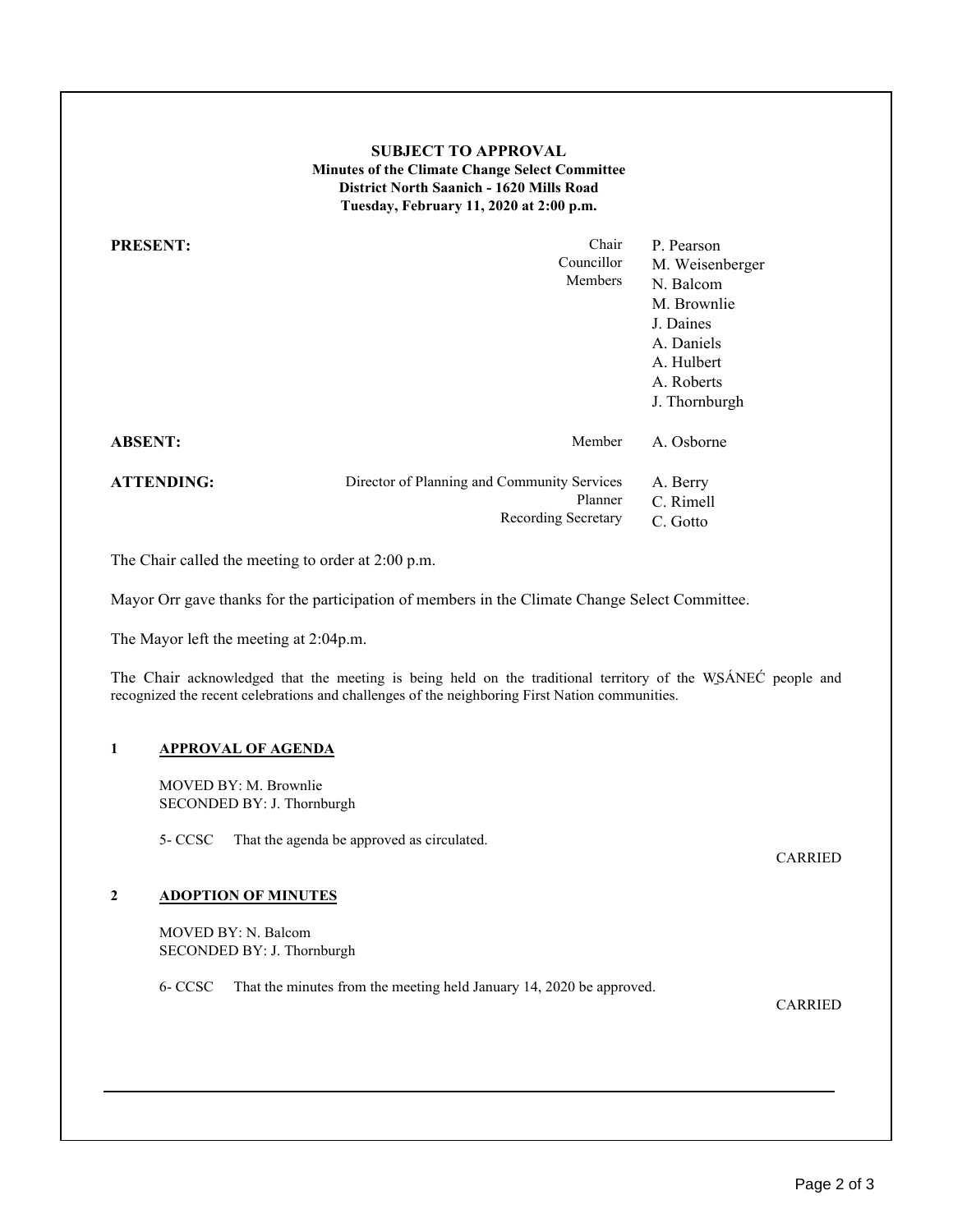**SUBJECT TO APPROVAL**
**Minutes of the Climate Change Select Committee**
**District North Saanich - 1620 Mills Road**
**Tuesday, February 11, 2020 at 2:00 p.m.**

| | | |
|---|---|---|
| **PRESENT:** | Chair | P. Pearson |
| | Councillor | M. Weisenberger |
| | Members | N. Balcom |
| | | M. Brownlie |
| | | J. Daines |
| | | A. Daniels |
| | | A. Hulbert |
| | | A. Roberts |
| | | J. Thornburgh |
| **ABSENT:** | Member | A. Osborne |
| **ATTENDING:** | Director of Planning and Community Services | A. Berry |
| | Planner | C. Rimell |
| | Recording Secretary | C. Gotto |

The Chair called the meeting to order at 2:00 p.m.

Mayor Orr gave thanks for the participation of members in the Climate Change Select Committee.

The Mayor left the meeting at 2:04p.m.

The Chair acknowledged that the meeting is being held on the traditional territory of the W̱SÁNEĆ people and recognized the recent celebrations and challenges of the neighboring First Nation communities.

## 1 APPROVAL OF AGENDA

MOVED BY: M. Brownlie
SECONDED BY: J. Thornburgh

5- CCSC That the agenda be approved as circulated.

CARRIED

## 2 ADOPTION OF MINUTES

MOVED BY: N. Balcom
SECONDED BY: J. Thornburgh

6- CCSC That the minutes from the meeting held January 14, 2020 be approved.

CARRIED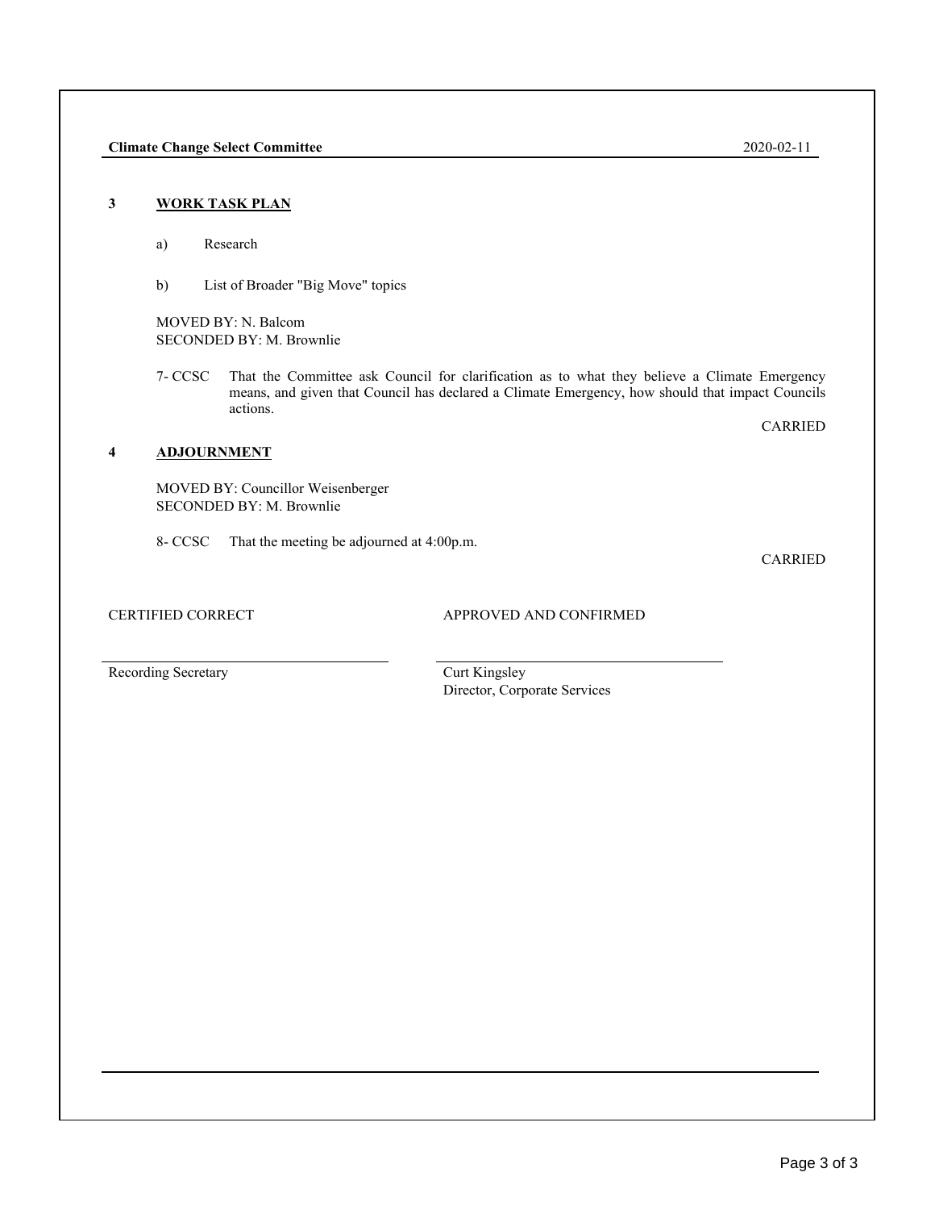## 3 WORK TASK PLAN

a) Research

b) List of Broader "Big Move" topics

MOVED BY: N. Balcom
SECONDED BY: M. Brownlie

7- CCSC That the Committee ask Council for clarification as to what they believe a Climate Emergency means, and given that Council has declared a Climate Emergency, how should that impact Councils actions.

CARRIED

## 4 ADJOURNMENT

MOVED BY: Councillor Weisenberger
SECONDED BY: M. Brownlie

8- CCSC That the meeting be adjourned at 4:00p.m.

CARRIED

CERTIFIED CORRECT

Recording Secretary

APPROVED AND CONFIRMED

Curt Kingsley
Director, Corporate Services